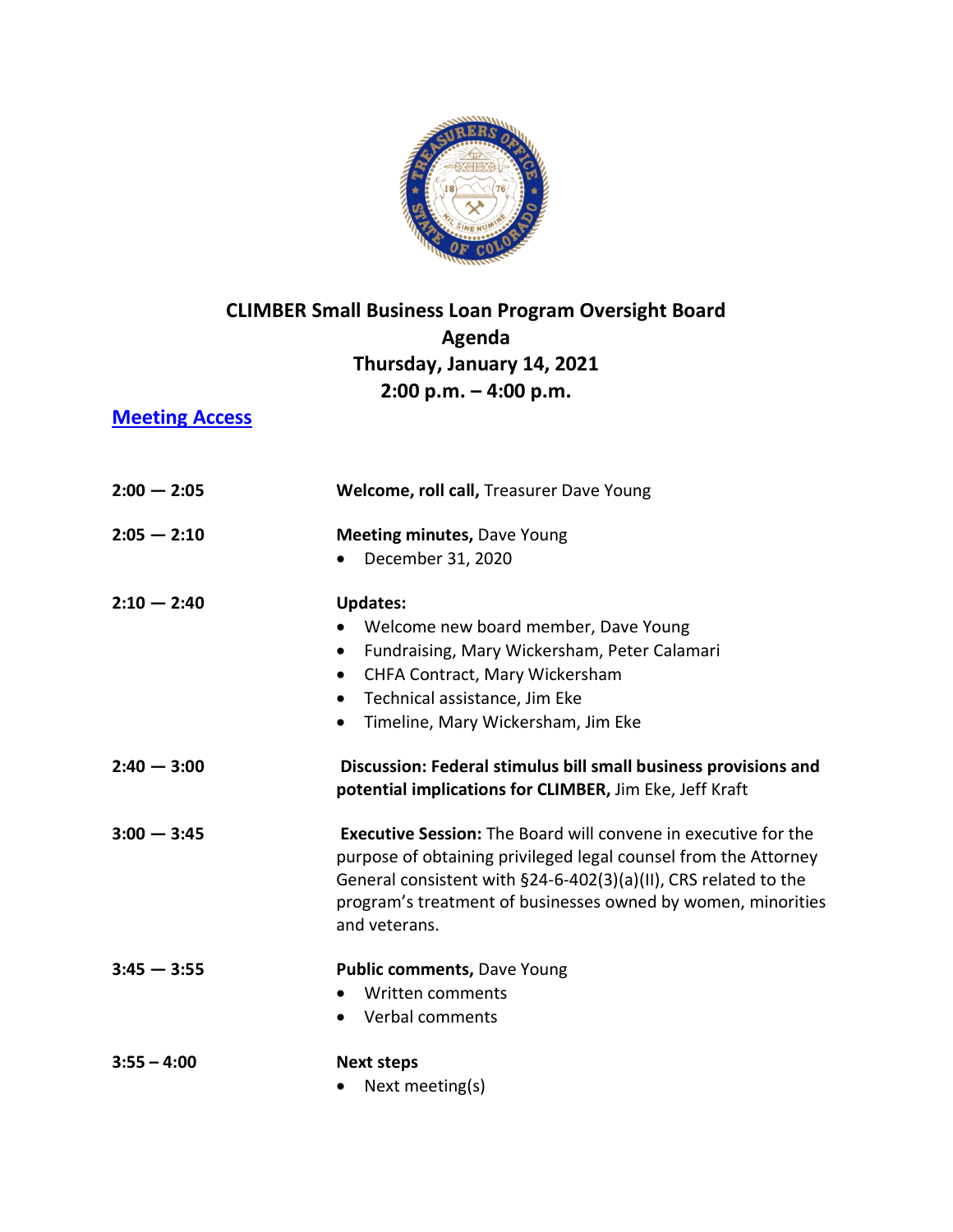# CLIMBER Small Business Loan Program Oversight Board
## Agenda
## Thursday, January 14, 2021
## 2:00 p.m. – 4:00 p.m.

[Meeting Access]

| | |
|---|---|
| 2:00 — 2:05 | **Welcome, roll call,** Treasurer Dave Young |
| 2:05 — 2:10 | **Meeting minutes,** Dave Young<br>• December 31, 2020 |
| 2:10 — 2:40 | **Updates:**<br>• Welcome new board member, Dave Young<br>• Fundraising, Mary Wickersham, Peter Calamari<br>• CHFA Contract, Mary Wickersham<br>• Technical assistance, Jim Eke<br>• Timeline, Mary Wickersham, Jim Eke |
| 2:40 — 3:00 | **Discussion: Federal stimulus bill small business provisions and potential implications for CLIMBER,** Jim Eke, Jeff Kraft |
| 3:00 — 3:45 | **Executive Session:** The Board will convene in executive for the purpose of obtaining privileged legal counsel from the Attorney General consistent with §24-6-402(3)(a)(II), CRS related to the program's treatment of businesses owned by women, minorities and veterans. |
| 3:45 — 3:55 | **Public comments,** Dave Young<br>• Written comments<br>• Verbal comments |
| 3:55 – 4:00 | **Next steps**<br>• Next meeting(s) |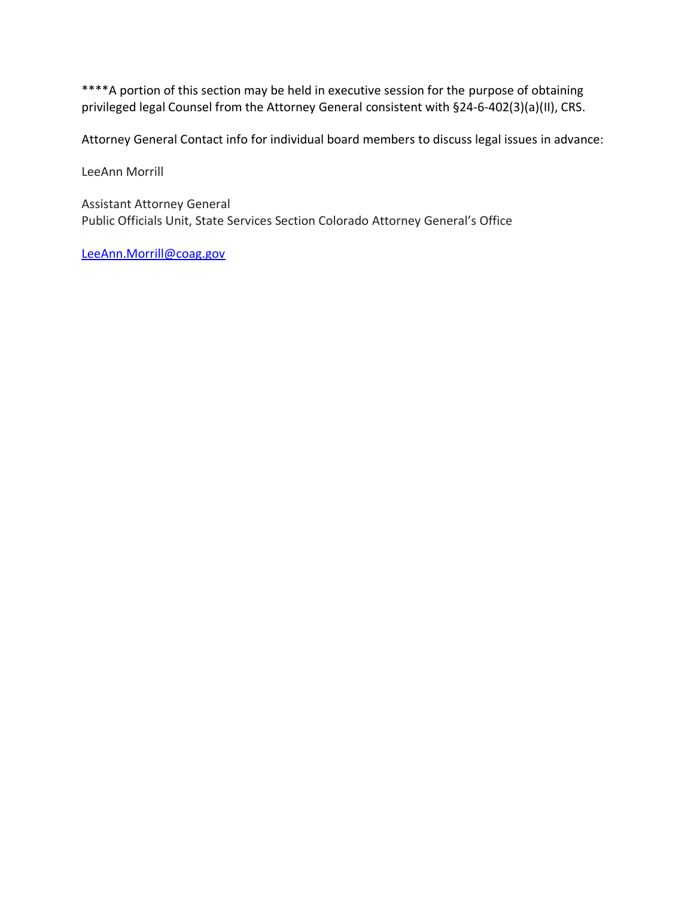****A portion of this section may be held in executive session for the purpose of obtaining privileged legal Counsel from the Attorney General consistent with §24-6-402(3)(a)(II), CRS.

Attorney General Contact info for individual board members to discuss legal issues in advance:

LeeAnn Morrill

Assistant Attorney General
Public Officials Unit, State Services Section Colorado Attorney General's Office

[LeeAnn.Morrill@coag.gov](mailto:LeeAnn.Morrill@coag.gov)